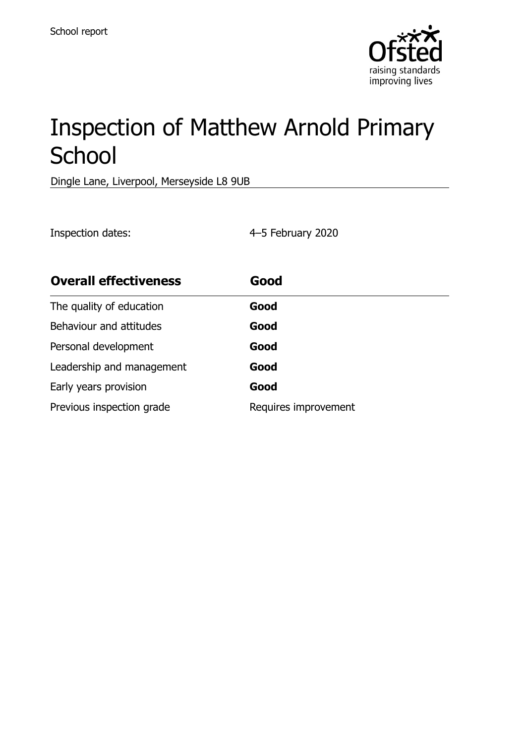School report

# Inspection of Matthew Arnold Primary School

Dingle Lane, Liverpool, Merseyside L8 9UB

Inspection dates: 4–5 February 2020

| **Overall effectiveness** | **Good** |
| --- | --- |
| The quality of education | **Good** |
| Behaviour and attitudes | **Good** |
| Personal development | **Good** |
| Leadership and management | **Good** |
| Early years provision | **Good** |
| Previous inspection grade | Requires improvement |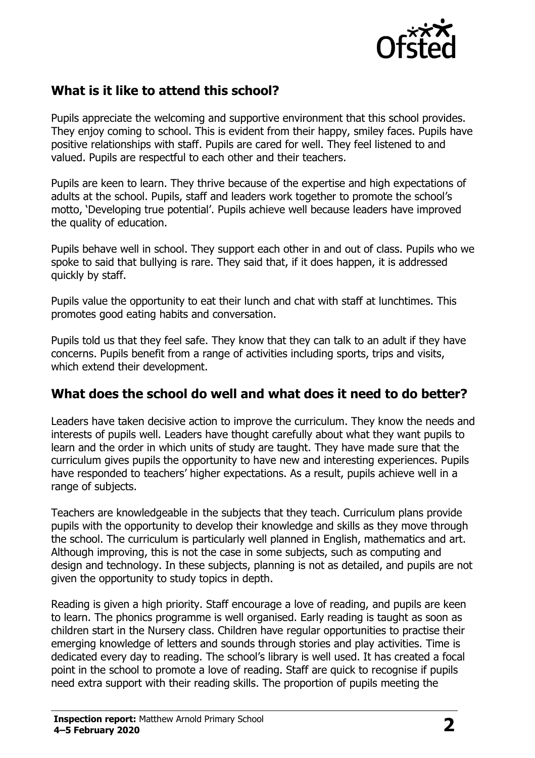## What is it like to attend this school?

Pupils appreciate the welcoming and supportive environment that this school provides. They enjoy coming to school. This is evident from their happy, smiley faces. Pupils have positive relationships with staff. Pupils are cared for well. They feel listened to and valued. Pupils are respectful to each other and their teachers.

Pupils are keen to learn. They thrive because of the expertise and high expectations of adults at the school. Pupils, staff and leaders work together to promote the school's motto, 'Developing true potential'. Pupils achieve well because leaders have improved the quality of education.

Pupils behave well in school. They support each other in and out of class. Pupils who we spoke to said that bullying is rare. They said that, if it does happen, it is addressed quickly by staff.

Pupils value the opportunity to eat their lunch and chat with staff at lunchtimes. This promotes good eating habits and conversation.

Pupils told us that they feel safe. They know that they can talk to an adult if they have concerns. Pupils benefit from a range of activities including sports, trips and visits, which extend their development.

## What does the school do well and what does it need to do better?

Leaders have taken decisive action to improve the curriculum. They know the needs and interests of pupils well. Leaders have thought carefully about what they want pupils to learn and the order in which units of study are taught. They have made sure that the curriculum gives pupils the opportunity to have new and interesting experiences. Pupils have responded to teachers' higher expectations. As a result, pupils achieve well in a range of subjects.

Teachers are knowledgeable in the subjects that they teach. Curriculum plans provide pupils with the opportunity to develop their knowledge and skills as they move through the school. The curriculum is particularly well planned in English, mathematics and art. Although improving, this is not the case in some subjects, such as computing and design and technology. In these subjects, planning is not as detailed, and pupils are not given the opportunity to study topics in depth.

Reading is given a high priority. Staff encourage a love of reading, and pupils are keen to learn. The phonics programme is well organised. Early reading is taught as soon as children start in the Nursery class. Children have regular opportunities to practise their emerging knowledge of letters and sounds through stories and play activities. Time is dedicated every day to reading. The school's library is well used. It has created a focal point in the school to promote a love of reading. Staff are quick to recognise if pupils need extra support with their reading skills. The proportion of pupils meeting the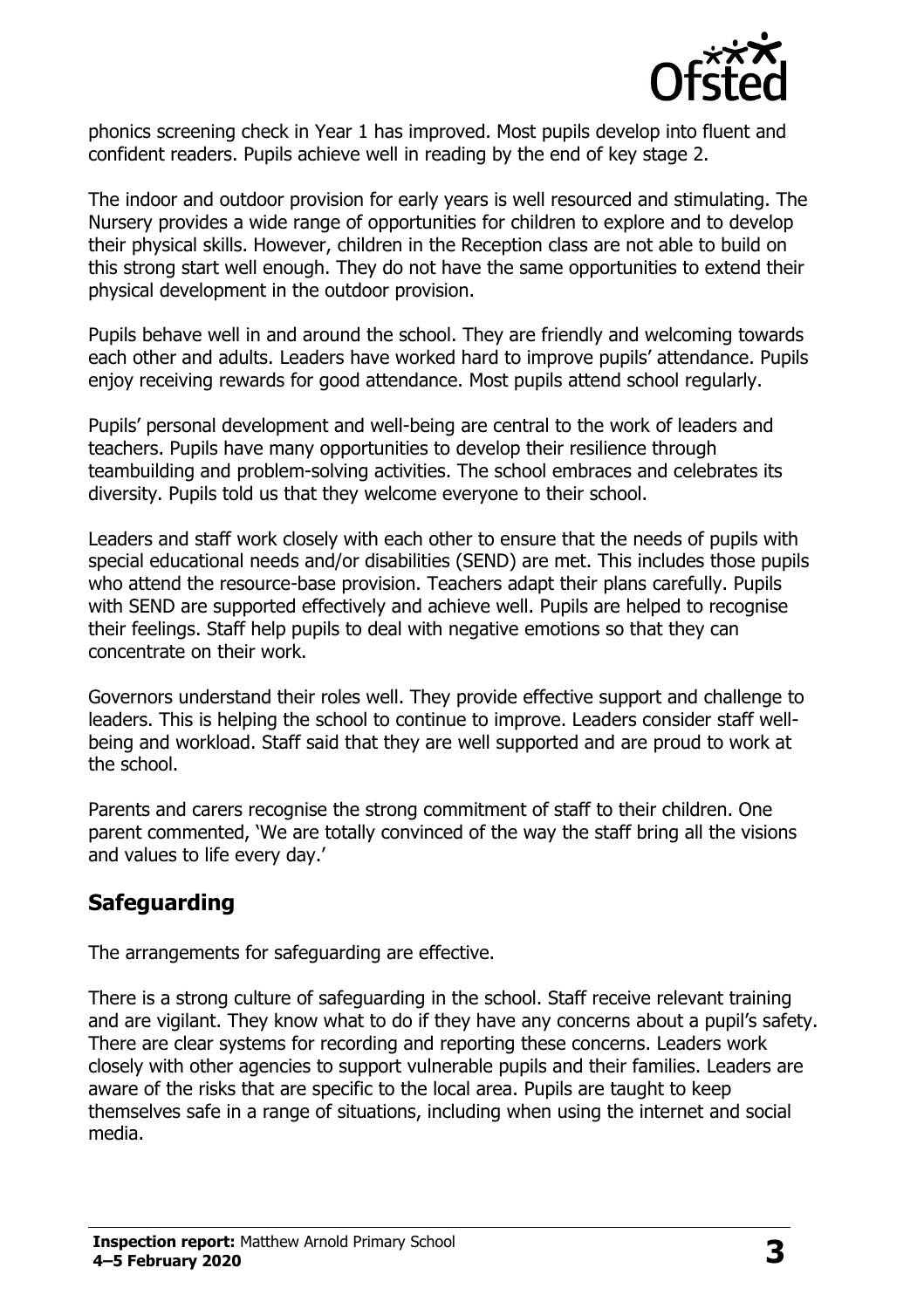phonics screening check in Year 1 has improved. Most pupils develop into fluent and confident readers. Pupils achieve well in reading by the end of key stage 2.

The indoor and outdoor provision for early years is well resourced and stimulating. The Nursery provides a wide range of opportunities for children to explore and to develop their physical skills. However, children in the Reception class are not able to build on this strong start well enough. They do not have the same opportunities to extend their physical development in the outdoor provision.

Pupils behave well in and around the school. They are friendly and welcoming towards each other and adults. Leaders have worked hard to improve pupils' attendance. Pupils enjoy receiving rewards for good attendance. Most pupils attend school regularly.

Pupils' personal development and well-being are central to the work of leaders and teachers. Pupils have many opportunities to develop their resilience through teambuilding and problem-solving activities. The school embraces and celebrates its diversity. Pupils told us that they welcome everyone to their school.

Leaders and staff work closely with each other to ensure that the needs of pupils with special educational needs and/or disabilities (SEND) are met. This includes those pupils who attend the resource-base provision. Teachers adapt their plans carefully. Pupils with SEND are supported effectively and achieve well. Pupils are helped to recognise their feelings. Staff help pupils to deal with negative emotions so that they can concentrate on their work.

Governors understand their roles well. They provide effective support and challenge to leaders. This is helping the school to continue to improve. Leaders consider staff well-being and workload. Staff said that they are well supported and are proud to work at the school.

Parents and carers recognise the strong commitment of staff to their children. One parent commented, 'We are totally convinced of the way the staff bring all the visions and values to life every day.'

## Safeguarding

The arrangements for safeguarding are effective.

There is a strong culture of safeguarding in the school. Staff receive relevant training and are vigilant. They know what to do if they have any concerns about a pupil's safety. There are clear systems for recording and reporting these concerns. Leaders work closely with other agencies to support vulnerable pupils and their families. Leaders are aware of the risks that are specific to the local area. Pupils are taught to keep themselves safe in a range of situations, including when using the internet and social media.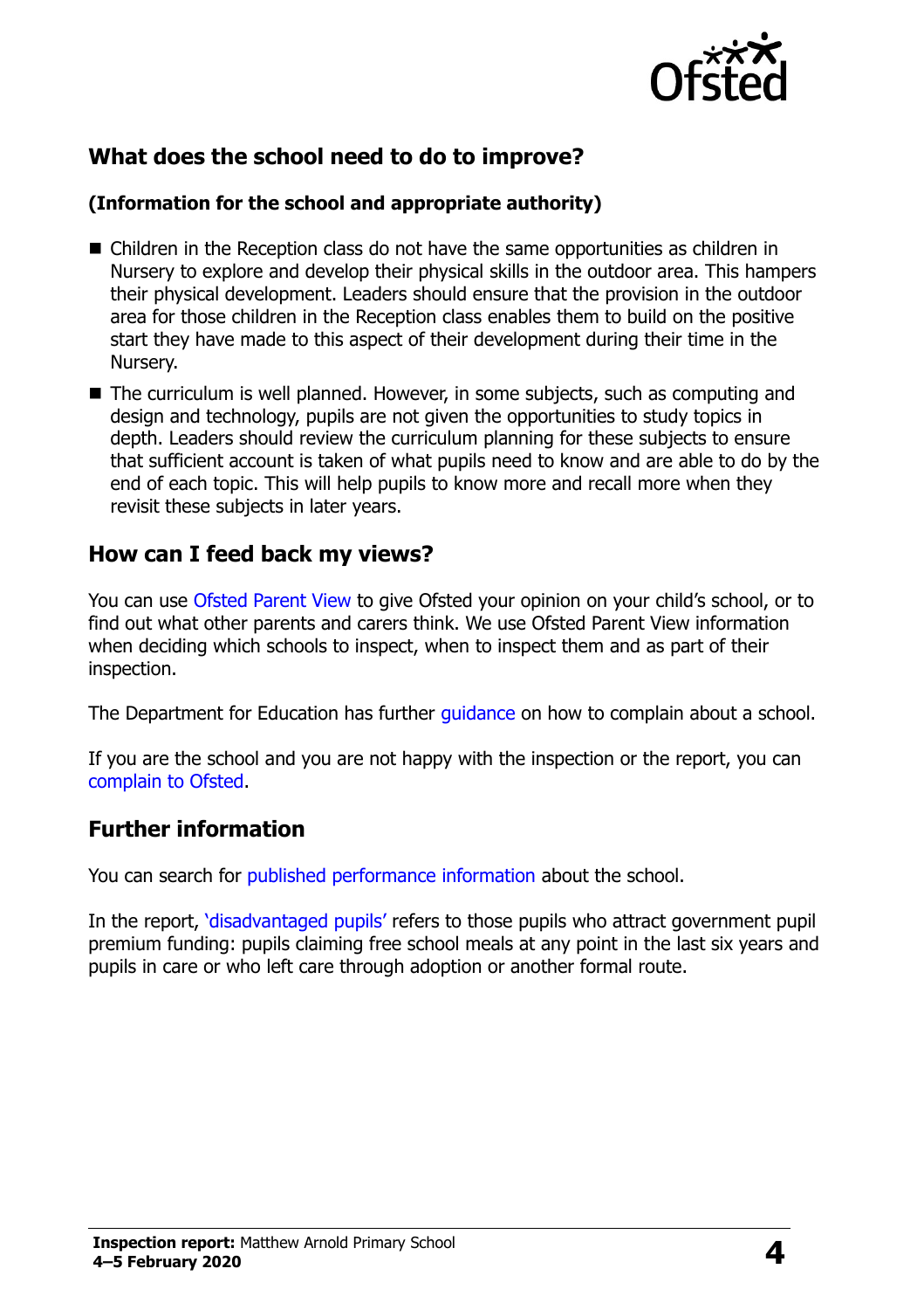## What does the school need to do to improve?

**(Information for the school and appropriate authority)**

- Children in the Reception class do not have the same opportunities as children in Nursery to explore and develop their physical skills in the outdoor area. This hampers their physical development. Leaders should ensure that the provision in the outdoor area for those children in the Reception class enables them to build on the positive start they have made to this aspect of their development during their time in the Nursery.
- The curriculum is well planned. However, in some subjects, such as computing and design and technology, pupils are not given the opportunities to study topics in depth. Leaders should review the curriculum planning for these subjects to ensure that sufficient account is taken of what pupils need to know and are able to do by the end of each topic. This will help pupils to know more and recall more when they revisit these subjects in later years.

## How can I feed back my views?

You can use Ofsted Parent View to give Ofsted your opinion on your child's school, or to find out what other parents and carers think. We use Ofsted Parent View information when deciding which schools to inspect, when to inspect them and as part of their inspection.

The Department for Education has further guidance on how to complain about a school.

If you are the school and you are not happy with the inspection or the report, you can complain to Ofsted.

## Further information

You can search for published performance information about the school.

In the report, 'disadvantaged pupils' refers to those pupils who attract government pupil premium funding: pupils claiming free school meals at any point in the last six years and pupils in care or who left care through adoption or another formal route.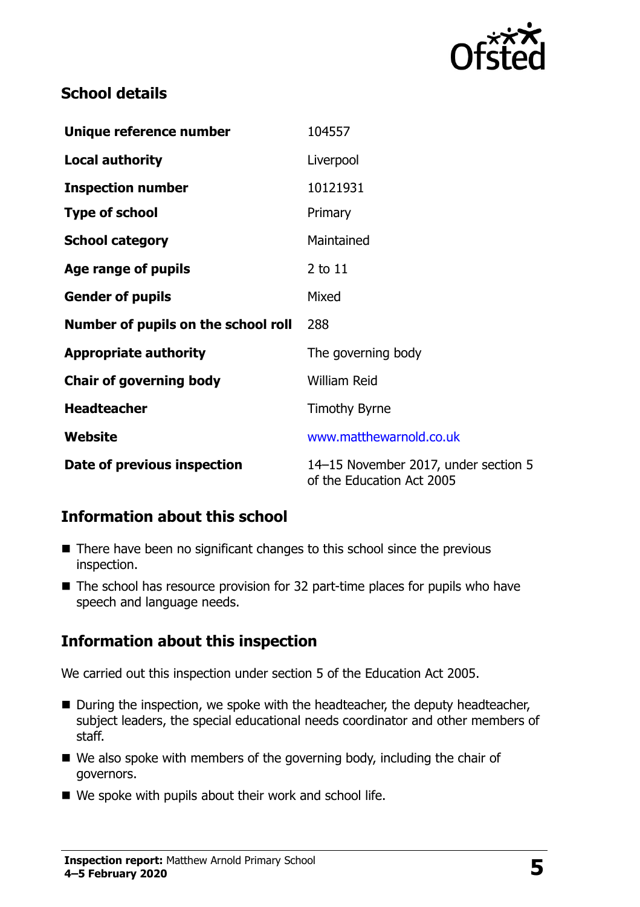## School details

| | |
|---|---|
| **Unique reference number** | 104557 |
| **Local authority** | Liverpool |
| **Inspection number** | 10121931 |
| **Type of school** | Primary |
| **School category** | Maintained |
| **Age range of pupils** | 2 to 11 |
| **Gender of pupils** | Mixed |
| **Number of pupils on the school roll** | 288 |
| **Appropriate authority** | The governing body |
| **Chair of governing body** | William Reid |
| **Headteacher** | Timothy Byrne |
| **Website** | www.matthewarnold.co.uk |
| **Date of previous inspection** | 14–15 November 2017, under section 5 of the Education Act 2005 |

## Information about this school

- There have been no significant changes to this school since the previous inspection.
- The school has resource provision for 32 part-time places for pupils who have speech and language needs.

## Information about this inspection

We carried out this inspection under section 5 of the Education Act 2005.

- During the inspection, we spoke with the headteacher, the deputy headteacher, subject leaders, the special educational needs coordinator and other members of staff.
- We also spoke with members of the governing body, including the chair of governors.
- We spoke with pupils about their work and school life.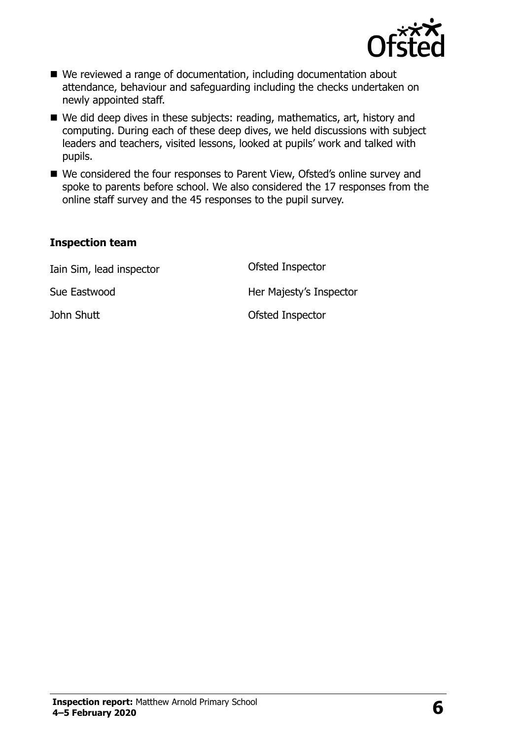- We reviewed a range of documentation, including documentation about attendance, behaviour and safeguarding including the checks undertaken on newly appointed staff.
- We did deep dives in these subjects: reading, mathematics, art, history and computing. During each of these deep dives, we held discussions with subject leaders and teachers, visited lessons, looked at pupils' work and talked with pupils.
- We considered the four responses to Parent View, Ofsted's online survey and spoke to parents before school. We also considered the 17 responses from the online staff survey and the 45 responses to the pupil survey.

### Inspection team

| | |
|---|---|
| Iain Sim, lead inspector | Ofsted Inspector |
| Sue Eastwood | Her Majesty's Inspector |
| John Shutt | Ofsted Inspector |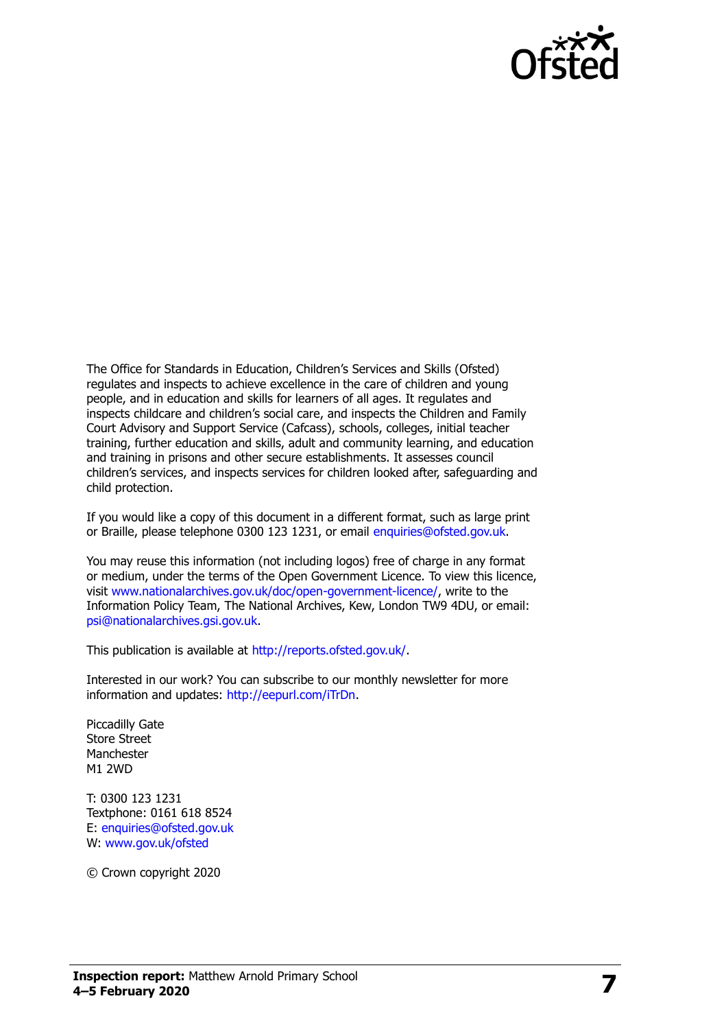The Office for Standards in Education, Children's Services and Skills (Ofsted) regulates and inspects to achieve excellence in the care of children and young people, and in education and skills for learners of all ages. It regulates and inspects childcare and children's social care, and inspects the Children and Family Court Advisory and Support Service (Cafcass), schools, colleges, initial teacher training, further education and skills, adult and community learning, and education and training in prisons and other secure establishments. It assesses council children's services, and inspects services for children looked after, safeguarding and child protection.

If you would like a copy of this document in a different format, such as large print or Braille, please telephone 0300 123 1231, or email enquiries@ofsted.gov.uk.

You may reuse this information (not including logos) free of charge in any format or medium, under the terms of the Open Government Licence. To view this licence, visit www.nationalarchives.gov.uk/doc/open-government-licence/, write to the Information Policy Team, The National Archives, Kew, London TW9 4DU, or email: psi@nationalarchives.gsi.gov.uk.

This publication is available at http://reports.ofsted.gov.uk/.

Interested in our work? You can subscribe to our monthly newsletter for more information and updates: http://eepurl.com/iTrDn.

Piccadilly Gate
Store Street
Manchester
M1 2WD

T: 0300 123 1231
Textphone: 0161 618 8524
E: enquiries@ofsted.gov.uk
W: www.gov.uk/ofsted

© Crown copyright 2020